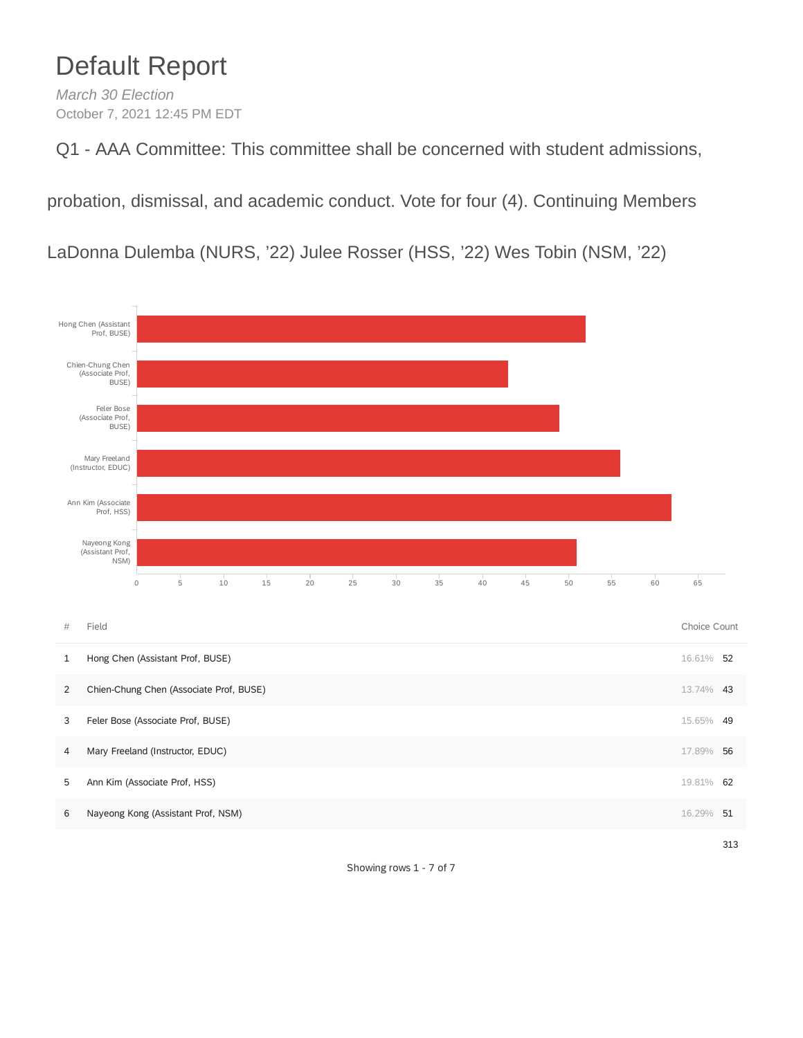# Default Report

*March 30 Election*

October 7, 2021 12:45 PM EDT

## Q1 - AAA Committee: This committee shall be concerned with student admissions, probation, dismissal, and academic conduct. Vote for four (4). Continuing Members LaDonna Dulemba (NURS, '22) Julee Rosser (HSS, '22) Wes Tobin (NSM, '22)

| # | Field | Choice Count | |
|---|---|---|---|
| 1 | Hong Chen (Assistant Prof, BUSE) | 16.61% | 52 |
| 2 | Chien-Chung Chen (Associate Prof, BUSE) | 13.74% | 43 |
| 3 | Feler Bose (Associate Prof, BUSE) | 15.65% | 49 |
| 4 | Mary Freeland (Instructor, EDUC) | 17.89% | 56 |
| 5 | Ann Kim (Associate Prof, HSS) | 19.81% | 62 |
| 6 | Nayeong Kong (Assistant Prof, NSM) | 16.29% | 51 |
| | | | 313 |

Showing rows 1 - 7 of 7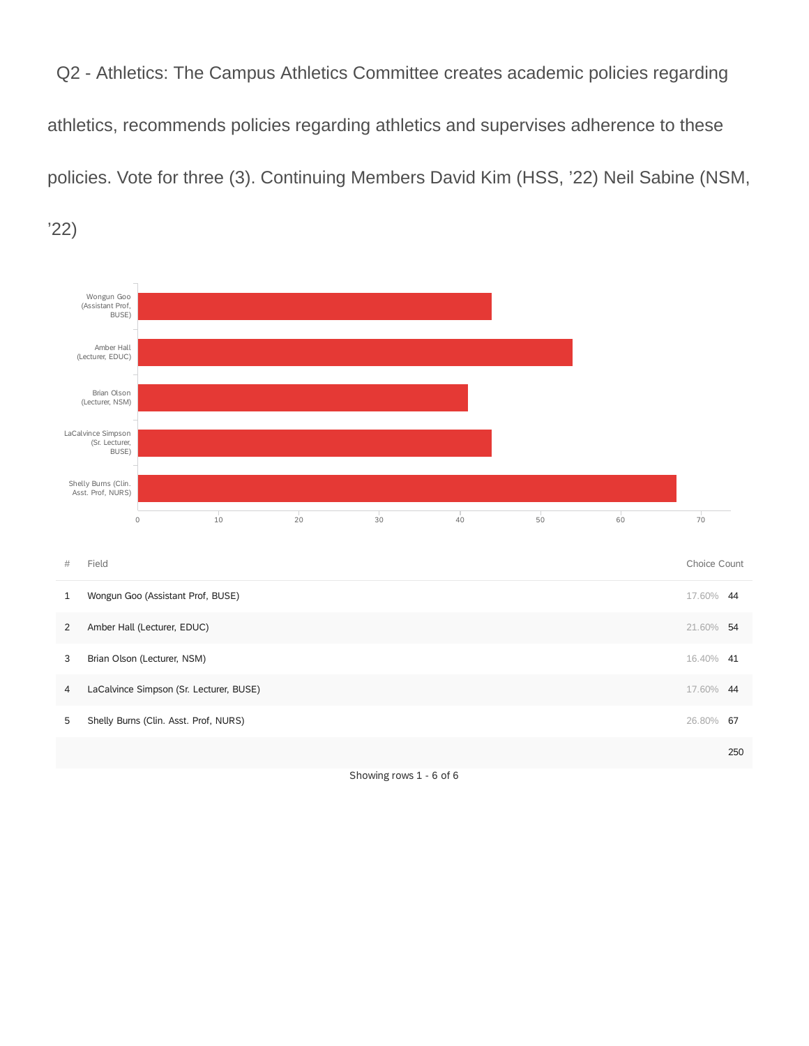Q2 - Athletics: The Campus Athletics Committee creates academic policies regarding athletics, recommends policies regarding athletics and supervises adherence to these policies. Vote for three (3). Continuing Members David Kim (HSS, '22) Neil Sabine (NSM, '22)

| # | Field | Choice Count | |
|---|---|---|---|
| 1 | Wongun Goo (Assistant Prof, BUSE) | 17.60% | 44 |
| 2 | Amber Hall (Lecturer, EDUC) | 21.60% | 54 |
| 3 | Brian Olson (Lecturer, NSM) | 16.40% | 41 |
| 4 | LaCalvince Simpson (Sr. Lecturer, BUSE) | 17.60% | 44 |
| 5 | Shelly Burns (Clin. Asst. Prof, NURS) | 26.80% | 67 |
| | | | 250 |

Showing rows 1 - 6 of 6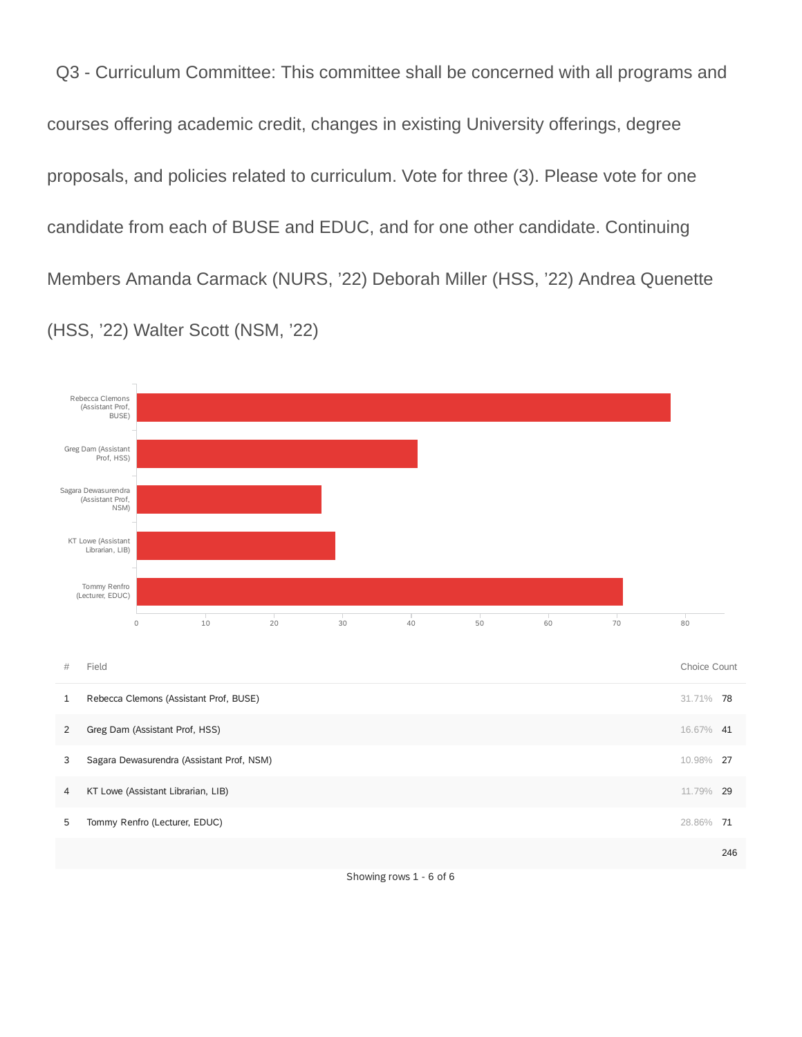Q3 - Curriculum Committee: This committee shall be concerned with all programs and courses offering academic credit, changes in existing University offerings, degree proposals, and policies related to curriculum. Vote for three (3). Please vote for one candidate from each of BUSE and EDUC, and for one other candidate. Continuing Members Amanda Carmack (NURS, '22) Deborah Miller (HSS, '22) Andrea Quenette (HSS, '22) Walter Scott (NSM, '22)

| # | Field | Choice Count | |
|---|---|---|---|
| 1 | Rebecca Clemons (Assistant Prof, BUSE) | 31.71% | 78 |
| 2 | Greg Dam (Assistant Prof, HSS) | 16.67% | 41 |
| 3 | Sagara Dewasurendra (Assistant Prof, NSM) | 10.98% | 27 |
| 4 | KT Lowe (Assistant Librarian, LIB) | 11.79% | 29 |
| 5 | Tommy Renfro (Lecturer, EDUC) | 28.86% | 71 |
| | | | 246 |

Showing rows 1 - 6 of 6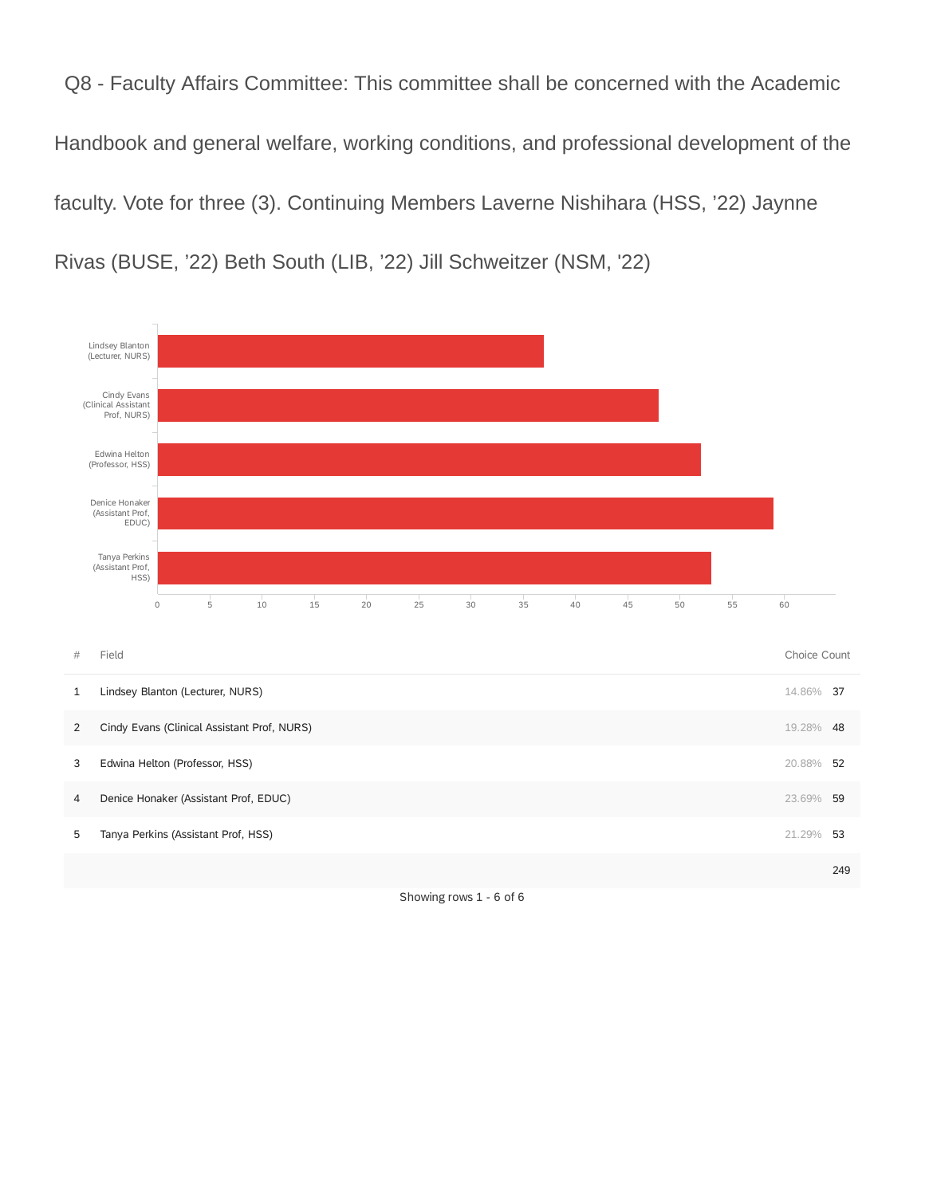Q8 - Faculty Affairs Committee: This committee shall be concerned with the Academic Handbook and general welfare, working conditions, and professional development of the faculty. Vote for three (3). Continuing Members Laverne Nishihara (HSS, ’22) Jayne Rivas (BUSE, ’22) Beth South (LIB, ’22) Jill Schweitzer (NSM, '22)

| # | Field | Choice Count | |
|---|---|---|---|
| 1 | Lindsey Blanton (Lecturer, NURS) | 14.86% | 37 |
| 2 | Cindy Evans (Clinical Assistant Prof, NURS) | 19.28% | 48 |
| 3 | Edwina Helton (Professor, HSS) | 20.88% | 52 |
| 4 | Denice Honaker (Assistant Prof, EDUC) | 23.69% | 59 |
| 5 | Tanya Perkins (Assistant Prof, HSS) | 21.29% | 53 |
| | | | 249 |

Showing rows 1 - 6 of 6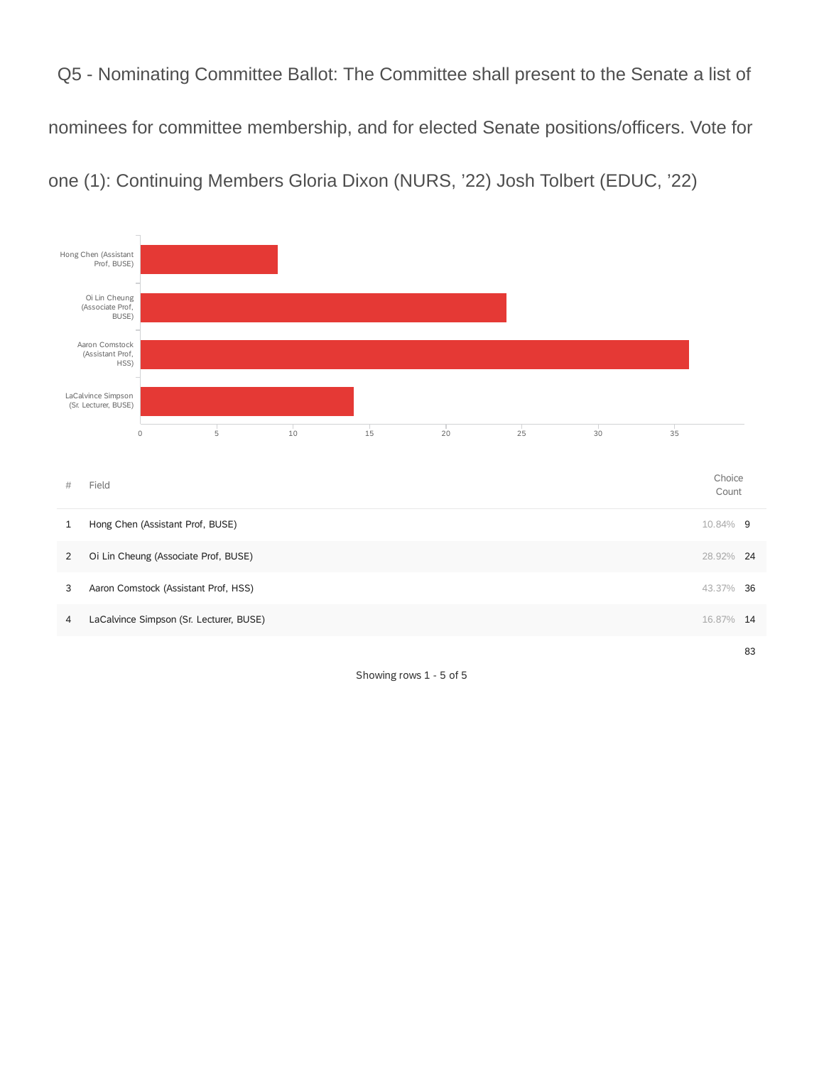Q5 - Nominating Committee Ballot: The Committee shall present to the Senate a list of nominees for committee membership, and for elected Senate positions/officers. Vote for one (1): Continuing Members Gloria Dixon (NURS, ’22) Josh Tolbert (EDUC, ’22)

| # | Field | Choice Count | |
|---|---|---|---|
| 1 | Hong Chen (Assistant Prof, BUSE) | 10.84% | 9 |
| 2 | Oi Lin Cheung (Associate Prof, BUSE) | 28.92% | 24 |
| 3 | Aaron Comstock (Assistant Prof, HSS) | 43.37% | 36 |
| 4 | LaCalvince Simpson (Sr. Lecturer, BUSE) | 16.87% | 14 |
| | | | 83 |

Showing rows 1 - 5 of 5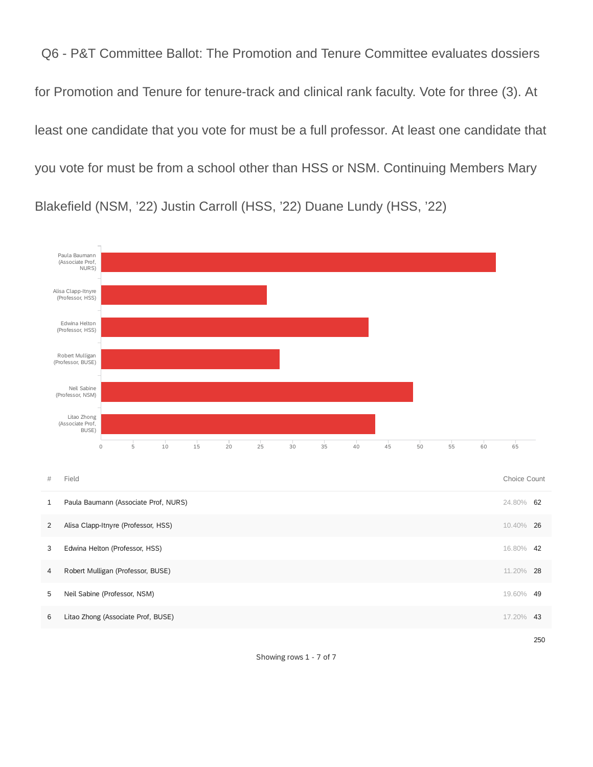Q6 - P&T Committee Ballot: The Promotion and Tenure Committee evaluates dossiers for Promotion and Tenure for tenure-track and clinical rank faculty. Vote for three (3). At least one candidate that you vote for must be a full professor. At least one candidate that you vote for must be from a school other than HSS or NSM. Continuing Members Mary Blakefield (NSM, '22) Justin Carroll (HSS, '22) Duane Lundy (HSS, '22)

| # | Field | Choice Count | |
|---|---|---|---|
| 1 | Paula Baumann (Associate Prof, NURS) | 24.80% | 62 |
| 2 | Alisa Clapp-Itnyre (Professor, HSS) | 10.40% | 26 |
| 3 | Edwina Helton (Professor, HSS) | 16.80% | 42 |
| 4 | Robert Mulligan (Professor, BUSE) | 11.20% | 28 |
| 5 | Neil Sabine (Professor, NSM) | 19.60% | 49 |
| 6 | Litao Zhong (Associate Prof, BUSE) | 17.20% | 43 |
| | | | 250 |

Showing rows 1 - 7 of 7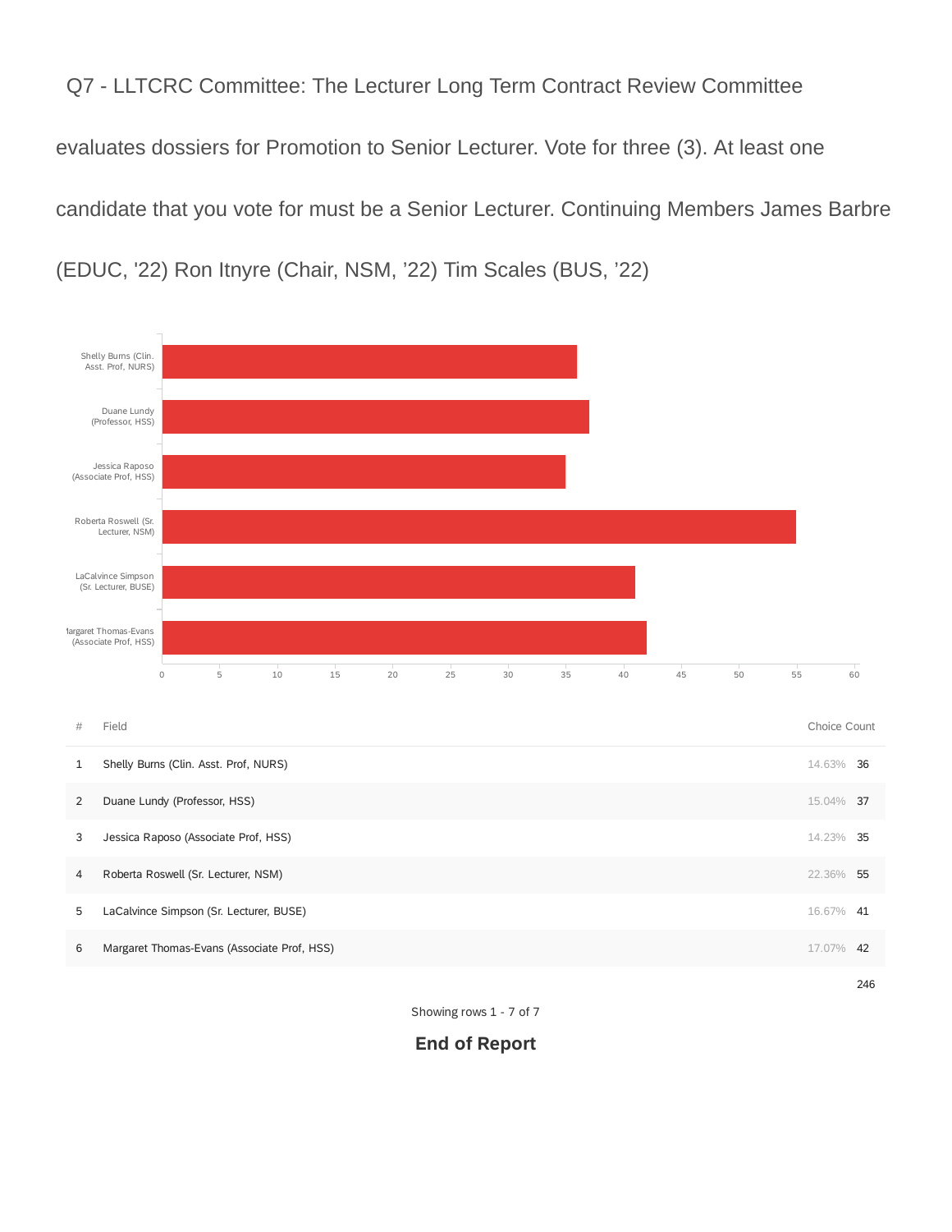Q7 - LLTCRC Committee: The Lecturer Long Term Contract Review Committee evaluates dossiers for Promotion to Senior Lecturer. Vote for three (3). At least one candidate that you vote for must be a Senior Lecturer. Continuing Members James Barbre (EDUC, '22) Ron Itnyre (Chair, NSM, ’22) Tim Scales (BUS, ’22)

Shelly Burns (Clin. Asst. Prof, NURS)
Duane Lundy (Professor, HSS)
Jessica Raposo (Associate Prof, HSS)
Roberta Roswell (Sr. Lecturer, NSM)
LaCalvince Simpson (Sr. Lecturer, BUSE)
Margaret Thomas-Evans (Associate Prof, HSS)

0 5 10 15 20 25 30 35 40 45 50 55 60

| # | Field | Choice Count | |
|---|---|---|---|
| 1 | Shelly Burns (Clin. Asst. Prof, NURS) | 14.63% | 36 |
| 2 | Duane Lundy (Professor, HSS) | 15.04% | 37 |
| 3 | Jessica Raposo (Associate Prof, HSS) | 14.23% | 35 |
| 4 | Roberta Roswell (Sr. Lecturer, NSM) | 22.36% | 55 |
| 5 | LaCalvince Simpson (Sr. Lecturer, BUSE) | 16.67% | 41 |
| 6 | Margaret Thomas-Evans (Associate Prof, HSS) | 17.07% | 42 |
| | | | 246 |

Showing rows 1 - 7 of 7

**End of Report**